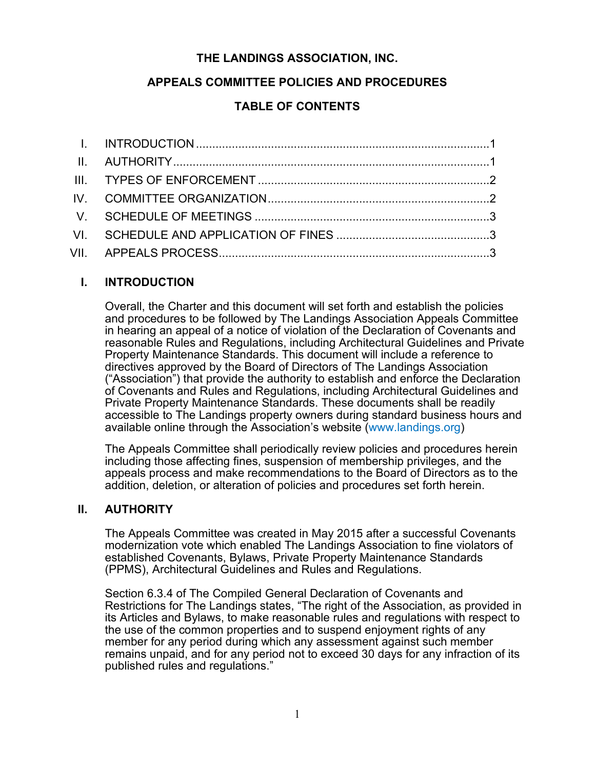# THE LANDINGS ASSOCIATION, INC.

## APPEALS COMMITTEE POLICIES AND PROCEDURES

### TABLE OF CONTENTS

| | | |
|---|---|---|
| I. | INTRODUCTION | 1 |
| II. | AUTHORITY | 1 |
| III. | TYPES OF ENFORCEMENT | 2 |
| IV. | COMMITTEE ORGANIZATION | 2 |
| V. | SCHEDULE OF MEETINGS | 3 |
| VI. | SCHEDULE AND APPLICATION OF FINES | 3 |
| VII. | APPEALS PROCESS | 3 |

## I. INTRODUCTION

Overall, the Charter and this document will set forth and establish the policies and procedures to be followed by The Landings Association Appeals Committee in hearing an appeal of a notice of violation of the Declaration of Covenants and reasonable Rules and Regulations, including Architectural Guidelines and Private Property Maintenance Standards. This document will include a reference to directives approved by the Board of Directors of The Landings Association ("Association") that provide the authority to establish and enforce the Declaration of Covenants and Rules and Regulations, including Architectural Guidelines and Private Property Maintenance Standards. These documents shall be readily accessible to The Landings property owners during standard business hours and available online through the Association's website (www.landings.org)

The Appeals Committee shall periodically review policies and procedures herein including those affecting fines, suspension of membership privileges, and the appeals process and make recommendations to the Board of Directors as to the addition, deletion, or alteration of policies and procedures set forth herein.

## II. AUTHORITY

The Appeals Committee was created in May 2015 after a successful Covenants modernization vote which enabled The Landings Association to fine violators of established Covenants, Bylaws, Private Property Maintenance Standards (PPMS), Architectural Guidelines and Rules and Regulations.

Section 6.3.4 of The Compiled General Declaration of Covenants and Restrictions for The Landings states, "The right of the Association, as provided in its Articles and Bylaws, to make reasonable rules and regulations with respect to the use of the common properties and to suspend enjoyment rights of any member for any period during which any assessment against such member remains unpaid, and for any period not to exceed 30 days for any infraction of its published rules and regulations."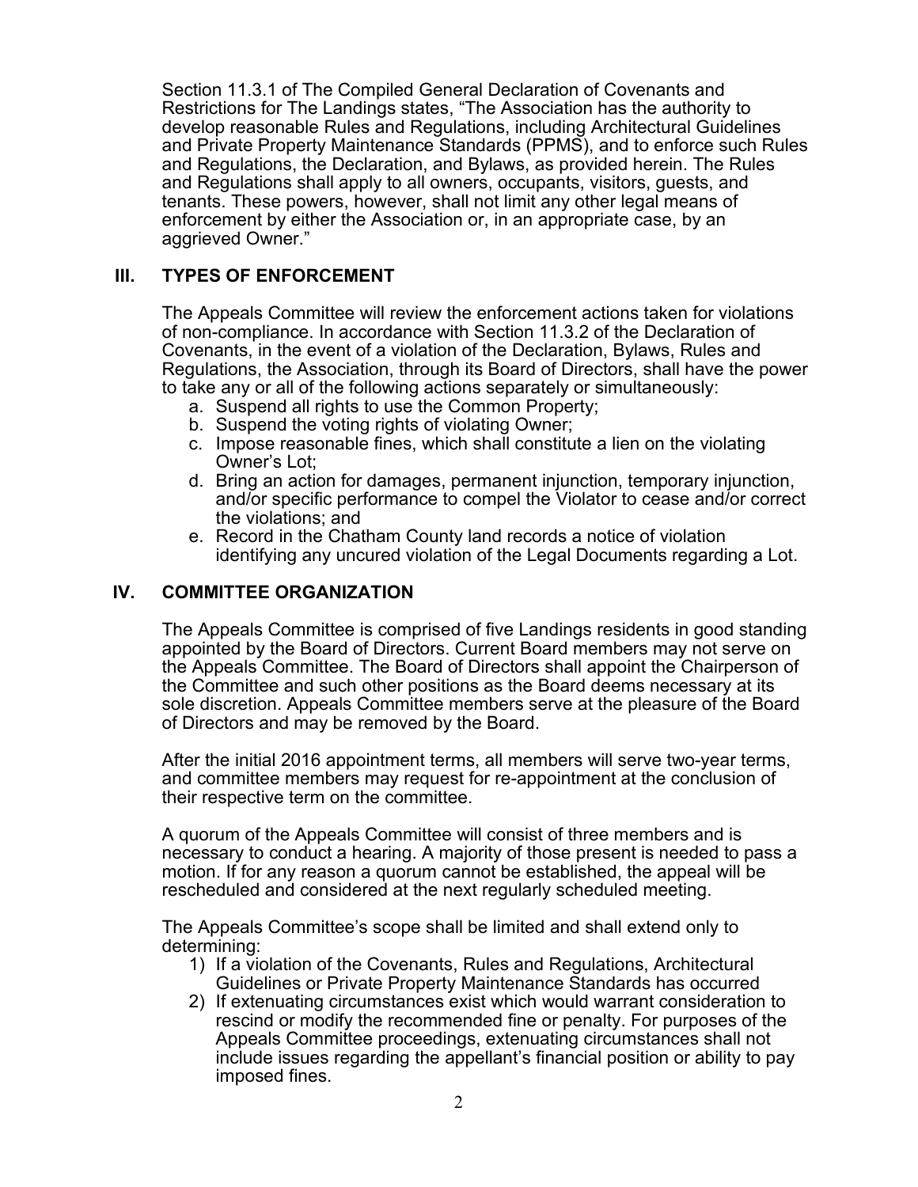Section 11.3.1 of The Compiled General Declaration of Covenants and Restrictions for The Landings states, "The Association has the authority to develop reasonable Rules and Regulations, including Architectural Guidelines and Private Property Maintenance Standards (PPMS), and to enforce such Rules and Regulations, the Declaration, and Bylaws, as provided herein. The Rules and Regulations shall apply to all owners, occupants, visitors, guests, and tenants. These powers, however, shall not limit any other legal means of enforcement by either the Association or, in an appropriate case, by an aggrieved Owner."

## III. TYPES OF ENFORCEMENT

The Appeals Committee will review the enforcement actions taken for violations of non-compliance. In accordance with Section 11.3.2 of the Declaration of Covenants, in the event of a violation of the Declaration, Bylaws, Rules and Regulations, the Association, through its Board of Directors, shall have the power to take any or all of the following actions separately or simultaneously:

a. Suspend all rights to use the Common Property;
b. Suspend the voting rights of violating Owner;
c. Impose reasonable fines, which shall constitute a lien on the violating Owner's Lot;
d. Bring an action for damages, permanent injunction, temporary injunction, and/or specific performance to compel the Violator to cease and/or correct the violations; and
e. Record in the Chatham County land records a notice of violation identifying any uncured violation of the Legal Documents regarding a Lot.

## IV. COMMITTEE ORGANIZATION

The Appeals Committee is comprised of five Landings residents in good standing appointed by the Board of Directors. Current Board members may not serve on the Appeals Committee. The Board of Directors shall appoint the Chairperson of the Committee and such other positions as the Board deems necessary at its sole discretion. Appeals Committee members serve at the pleasure of the Board of Directors and may be removed by the Board.

After the initial 2016 appointment terms, all members will serve two-year terms, and committee members may request for re-appointment at the conclusion of their respective term on the committee.

A quorum of the Appeals Committee will consist of three members and is necessary to conduct a hearing. A majority of those present is needed to pass a motion. If for any reason a quorum cannot be established, the appeal will be rescheduled and considered at the next regularly scheduled meeting.

The Appeals Committee's scope shall be limited and shall extend only to determining:

1) If a violation of the Covenants, Rules and Regulations, Architectural Guidelines or Private Property Maintenance Standards has occurred
2) If extenuating circumstances exist which would warrant consideration to rescind or modify the recommended fine or penalty. For purposes of the Appeals Committee proceedings, extenuating circumstances shall not include issues regarding the appellant's financial position or ability to pay imposed fines.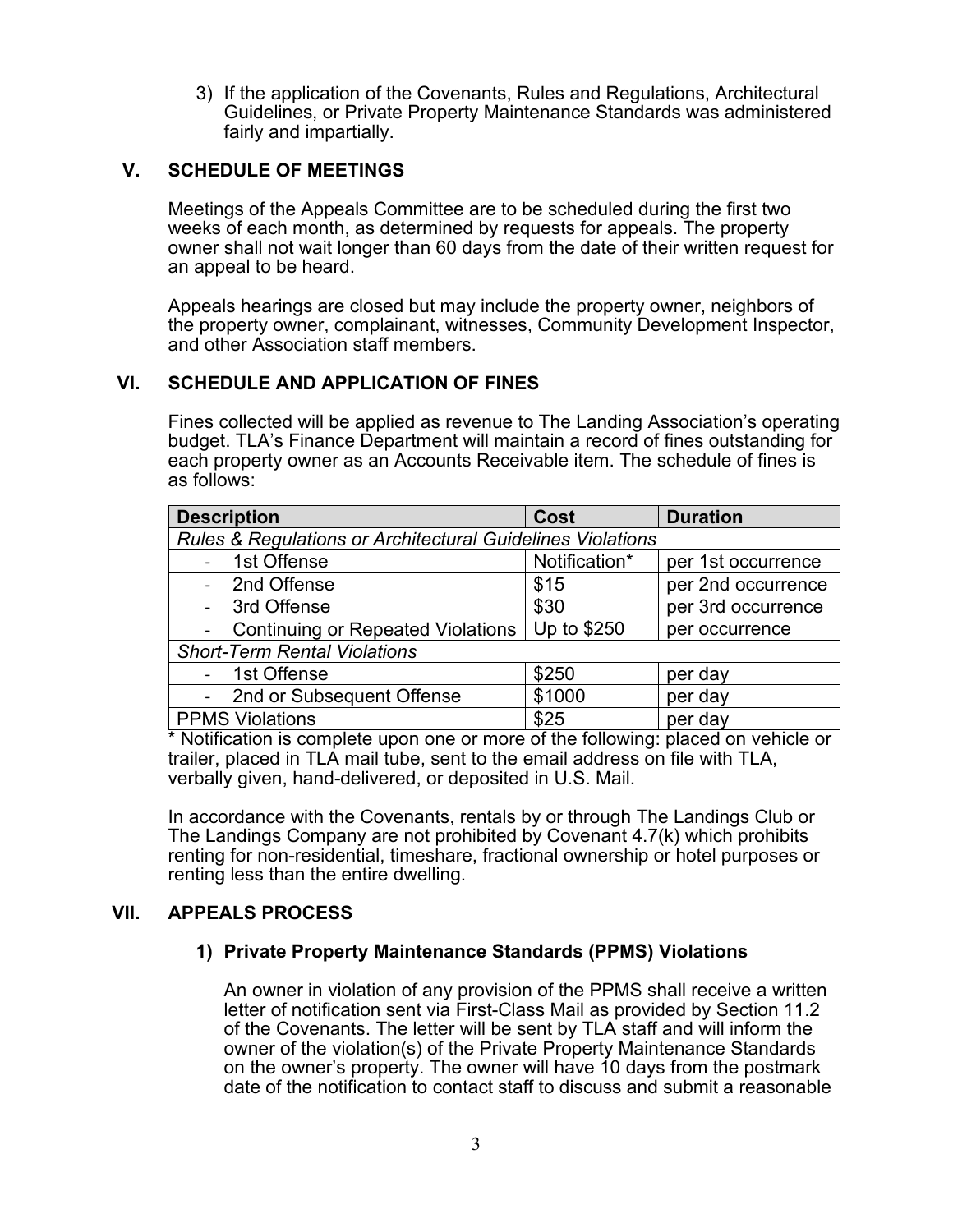3) If the application of the Covenants, Rules and Regulations, Architectural Guidelines, or Private Property Maintenance Standards was administered fairly and impartially.

## V. SCHEDULE OF MEETINGS

Meetings of the Appeals Committee are to be scheduled during the first two weeks of each month, as determined by requests for appeals. The property owner shall not wait longer than 60 days from the date of their written request for an appeal to be heard.

Appeals hearings are closed but may include the property owner, neighbors of the property owner, complainant, witnesses, Community Development Inspector, and other Association staff members.

## VI. SCHEDULE AND APPLICATION OF FINES

Fines collected will be applied as revenue to The Landing Association's operating budget. TLA's Finance Department will maintain a record of fines outstanding for each property owner as an Accounts Receivable item. The schedule of fines is as follows:

| Description | Cost | Duration |
|---|---|---|
| *Rules & Regulations or Architectural Guidelines Violations* | | |
| - 1st Offense | Notification* | per 1st occurrence |
| - 2nd Offense | $15 | per 2nd occurrence |
| - 3rd Offense | $30 | per 3rd occurrence |
| - Continuing or Repeated Violations | Up to $250 | per occurrence |
| *Short-Term Rental Violations* | | |
| - 1st Offense | $250 | per day |
| - 2nd or Subsequent Offense | $1000 | per day |
| PPMS Violations | $25 | per day |

* Notification is complete upon one or more of the following: placed on vehicle or trailer, placed in TLA mail tube, sent to the email address on file with TLA, verbally given, hand-delivered, or deposited in U.S. Mail.

In accordance with the Covenants, rentals by or through The Landings Club or The Landings Company are not prohibited by Covenant 4.7(k) which prohibits renting for non-residential, timeshare, fractional ownership or hotel purposes or renting less than the entire dwelling.

## VII. APPEALS PROCESS

### 1) Private Property Maintenance Standards (PPMS) Violations

An owner in violation of any provision of the PPMS shall receive a written letter of notification sent via First-Class Mail as provided by Section 11.2 of the Covenants. The letter will be sent by TLA staff and will inform the owner of the violation(s) of the Private Property Maintenance Standards on the owner's property. The owner will have 10 days from the postmark date of the notification to contact staff to discuss and submit a reasonable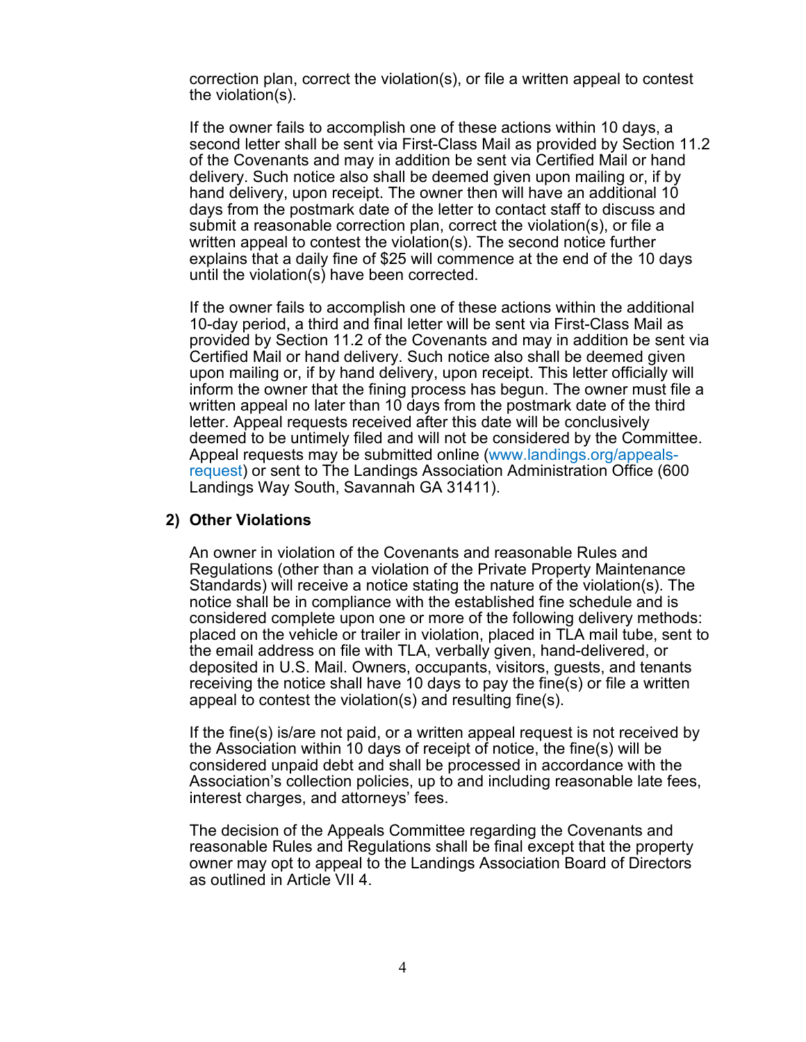correction plan, correct the violation(s), or file a written appeal to contest the violation(s).

If the owner fails to accomplish one of these actions within 10 days, a second letter shall be sent via First-Class Mail as provided by Section 11.2 of the Covenants and may in addition be sent via Certified Mail or hand delivery. Such notice also shall be deemed given upon mailing or, if by hand delivery, upon receipt. The owner then will have an additional 10 days from the postmark date of the letter to contact staff to discuss and submit a reasonable correction plan, correct the violation(s), or file a written appeal to contest the violation(s). The second notice further explains that a daily fine of $25 will commence at the end of the 10 days until the violation(s) have been corrected.

If the owner fails to accomplish one of these actions within the additional 10-day period, a third and final letter will be sent via First-Class Mail as provided by Section 11.2 of the Covenants and may in addition be sent via Certified Mail or hand delivery. Such notice also shall be deemed given upon mailing or, if by hand delivery, upon receipt. This letter officially will inform the owner that the fining process has begun. The owner must file a written appeal no later than 10 days from the postmark date of the third letter. Appeal requests received after this date will be conclusively deemed to be untimely filed and will not be considered by the Committee. Appeal requests may be submitted online (www.landings.org/appeals-request) or sent to The Landings Association Administration Office (600 Landings Way South, Savannah GA 31411).

**2) Other Violations**

An owner in violation of the Covenants and reasonable Rules and Regulations (other than a violation of the Private Property Maintenance Standards) will receive a notice stating the nature of the violation(s). The notice shall be in compliance with the established fine schedule and is considered complete upon one or more of the following delivery methods: placed on the vehicle or trailer in violation, placed in TLA mail tube, sent to the email address on file with TLA, verbally given, hand-delivered, or deposited in U.S. Mail. Owners, occupants, visitors, guests, and tenants receiving the notice shall have 10 days to pay the fine(s) or file a written appeal to contest the violation(s) and resulting fine(s).

If the fine(s) is/are not paid, or a written appeal request is not received by the Association within 10 days of receipt of notice, the fine(s) will be considered unpaid debt and shall be processed in accordance with the Association's collection policies, up to and including reasonable late fees, interest charges, and attorneys' fees.

The decision of the Appeals Committee regarding the Covenants and reasonable Rules and Regulations shall be final except that the property owner may opt to appeal to the Landings Association Board of Directors as outlined in Article VII 4.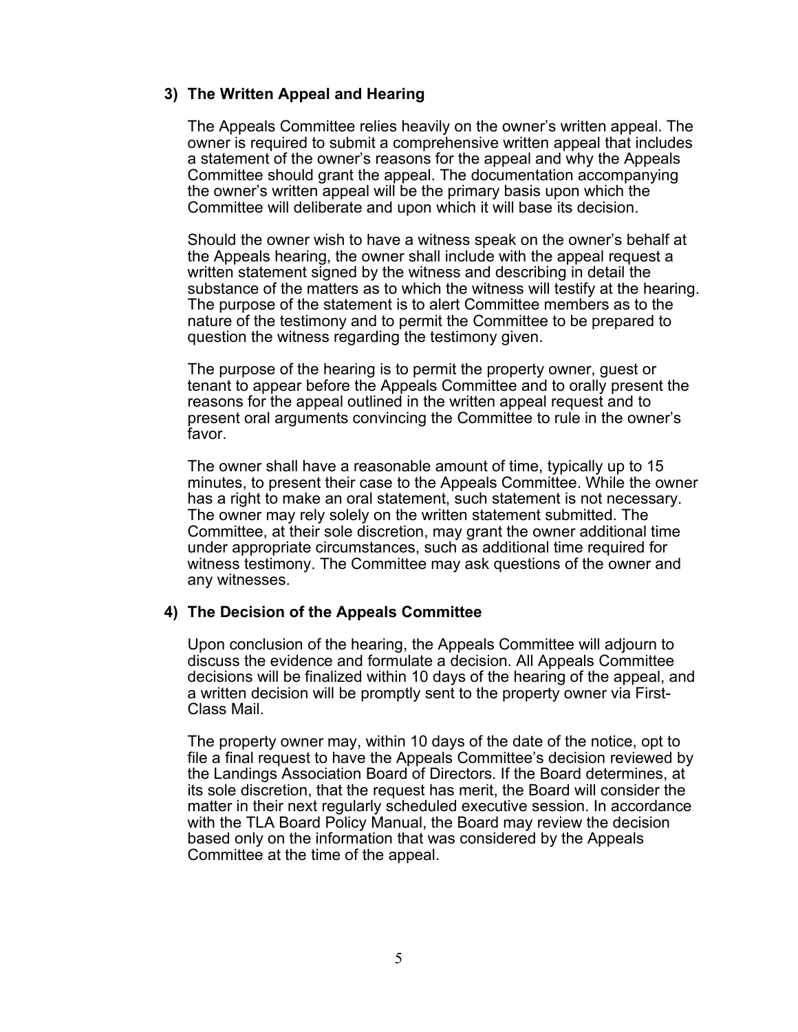### 3) The Written Appeal and Hearing

The Appeals Committee relies heavily on the owner's written appeal. The owner is required to submit a comprehensive written appeal that includes a statement of the owner's reasons for the appeal and why the Appeals Committee should grant the appeal. The documentation accompanying the owner's written appeal will be the primary basis upon which the Committee will deliberate and upon which it will base its decision.

Should the owner wish to have a witness speak on the owner's behalf at the Appeals hearing, the owner shall include with the appeal request a written statement signed by the witness and describing in detail the substance of the matters as to which the witness will testify at the hearing. The purpose of the statement is to alert Committee members as to the nature of the testimony and to permit the Committee to be prepared to question the witness regarding the testimony given.

The purpose of the hearing is to permit the property owner, guest or tenant to appear before the Appeals Committee and to orally present the reasons for the appeal outlined in the written appeal request and to present oral arguments convincing the Committee to rule in the owner's favor.

The owner shall have a reasonable amount of time, typically up to 15 minutes, to present their case to the Appeals Committee. While the owner has a right to make an oral statement, such statement is not necessary. The owner may rely solely on the written statement submitted. The Committee, at their sole discretion, may grant the owner additional time under appropriate circumstances, such as additional time required for witness testimony. The Committee may ask questions of the owner and any witnesses.

### 4) The Decision of the Appeals Committee

Upon conclusion of the hearing, the Appeals Committee will adjourn to discuss the evidence and formulate a decision. All Appeals Committee decisions will be finalized within 10 days of the hearing of the appeal, and a written decision will be promptly sent to the property owner via First-Class Mail.

The property owner may, within 10 days of the date of the notice, opt to file a final request to have the Appeals Committee's decision reviewed by the Landings Association Board of Directors. If the Board determines, at its sole discretion, that the request has merit, the Board will consider the matter in their next regularly scheduled executive session. In accordance with the TLA Board Policy Manual, the Board may review the decision based only on the information that was considered by the Appeals Committee at the time of the appeal.